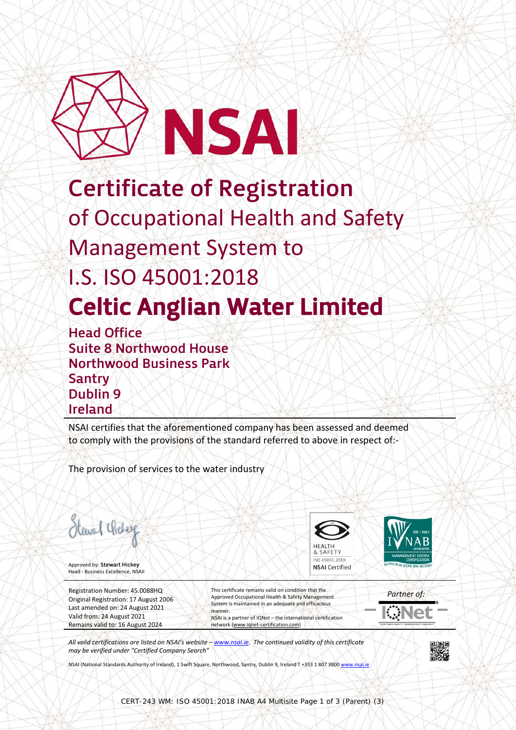# NSAI

# Certificate of Registration

## of Occupational Health and Safety Management System to I.S. ISO 45001:2018

# Celtic Anglian Water Limited

**Head Office**
**Suite 8 Northwood House**
**Northwood Business Park**
**Santry**
**Dublin 9**
**Ireland**

NSAI certifies that the aforementioned company has been assessed and deemed to comply with the provisions of the standard referred to above in respect of:-

The provision of services to the water industry

Approved by: **Stewart Hickey**
Head - Business Excellence, NSAI

HEALTH & SAFETY
ISO 45001:2018
**NSAI** Certified

ISO 17021
INAB
ACCREDITED
MANAGEMENT SYSTEM CERTIFICATION
DETAILED IN SCOPE REG NO.5C001

Registration Number: 45.0088HQ
Original Registration: 17 August 2006
Last amended on: 24 August 2021
Valid from: 24 August 2021
Remains valid to: 16 August 2024

This certificate remains valid on condition that the Approved Occupational Health & Safety Management System is maintained in an adequate and efficacious manner.
NSAI is a partner of IQNet – the international certification network (www.iqnet-certification.com)

*Partner of:* IQNet

*All valid certifications are listed on NSAI's website – www.nsai.ie. The continued validity of this certificate may be verified under "Certified Company Search"*

NSAI (National Standards Authority of Ireland), 1 Swift Square, Northwood, Santry, Dublin 9, Ireland T +353 1 807 3800 www.nsai.ie

CERT-243 WM: ISO 45001:2018 INAB A4 Multisite Page 1 of 3 (Parent) (3)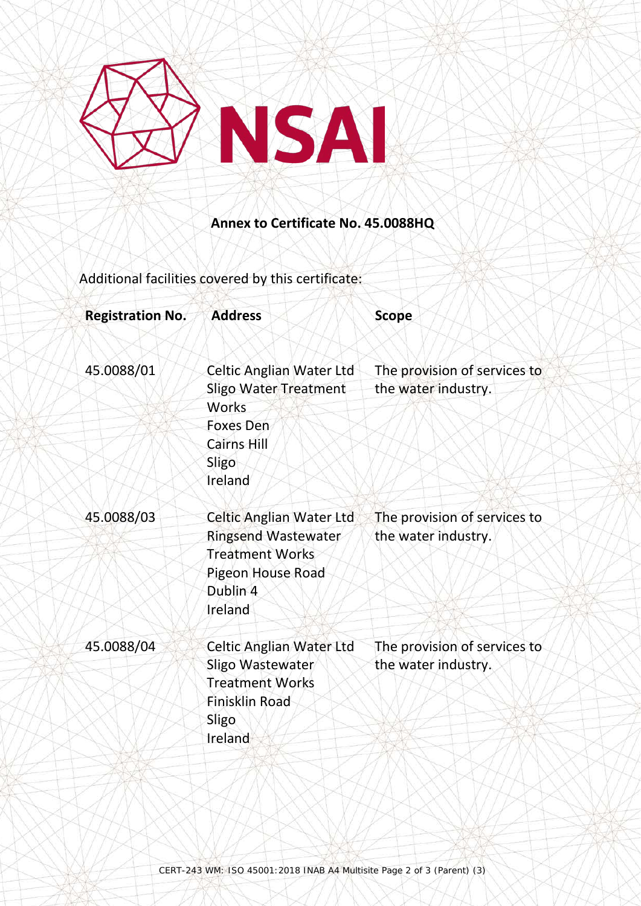NSAI

**Annex to Certificate No. 45.0088HQ**

Additional facilities covered by this certificate:

| Registration No. | Address | Scope |
|---|---|---|
| 45.0088/01 | Celtic Anglian Water Ltd<br>Sligo Water Treatment Works<br>Foxes Den<br>Cairns Hill<br>Sligo<br>Ireland | The provision of services to the water industry. |
| 45.0088/03 | Celtic Anglian Water Ltd<br>Ringsend Wastewater Treatment Works<br>Pigeon House Road<br>Dublin 4<br>Ireland | The provision of services to the water industry. |
| 45.0088/04 | Celtic Anglian Water Ltd<br>Sligo Wastewater Treatment Works<br>Finisklin Road<br>Sligo<br>Ireland | The provision of services to the water industry. |

CERT-243 WM: ISO 45001:2018 INAB A4 Multisite Page 2 of 3 (Parent) (3)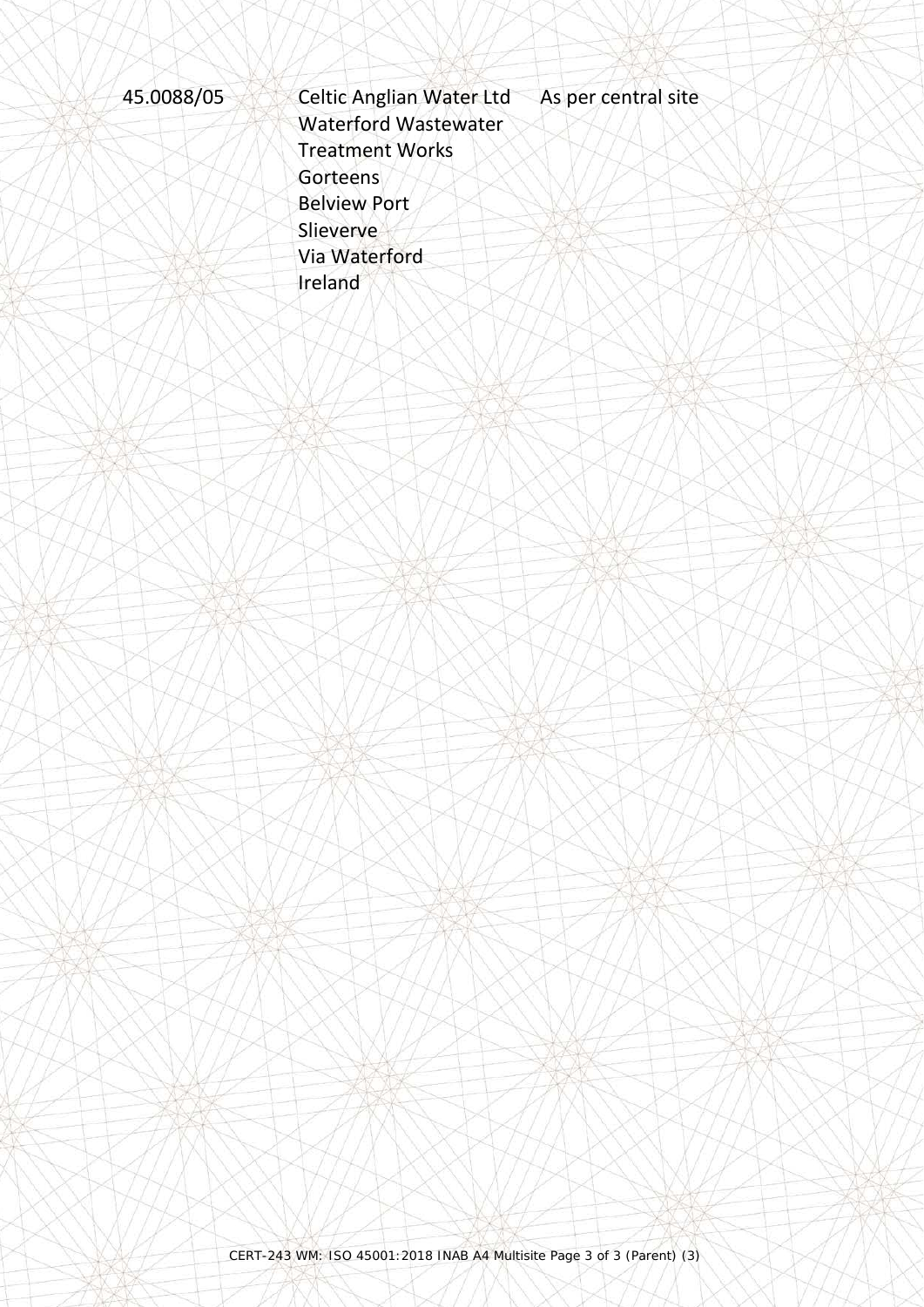| | | |
|---|---|---|
| 45.0088/05 | Celtic Anglian Water Ltd<br>Waterford Wastewater<br>Treatment Works<br>Gorteens<br>Belview Port<br>Slieverve<br>Via Waterford<br>Ireland | As per central site |

CERT-243 WM: ISO 45001:2018 INAB A4 Multisite Page 3 of 3 (Parent) (3)